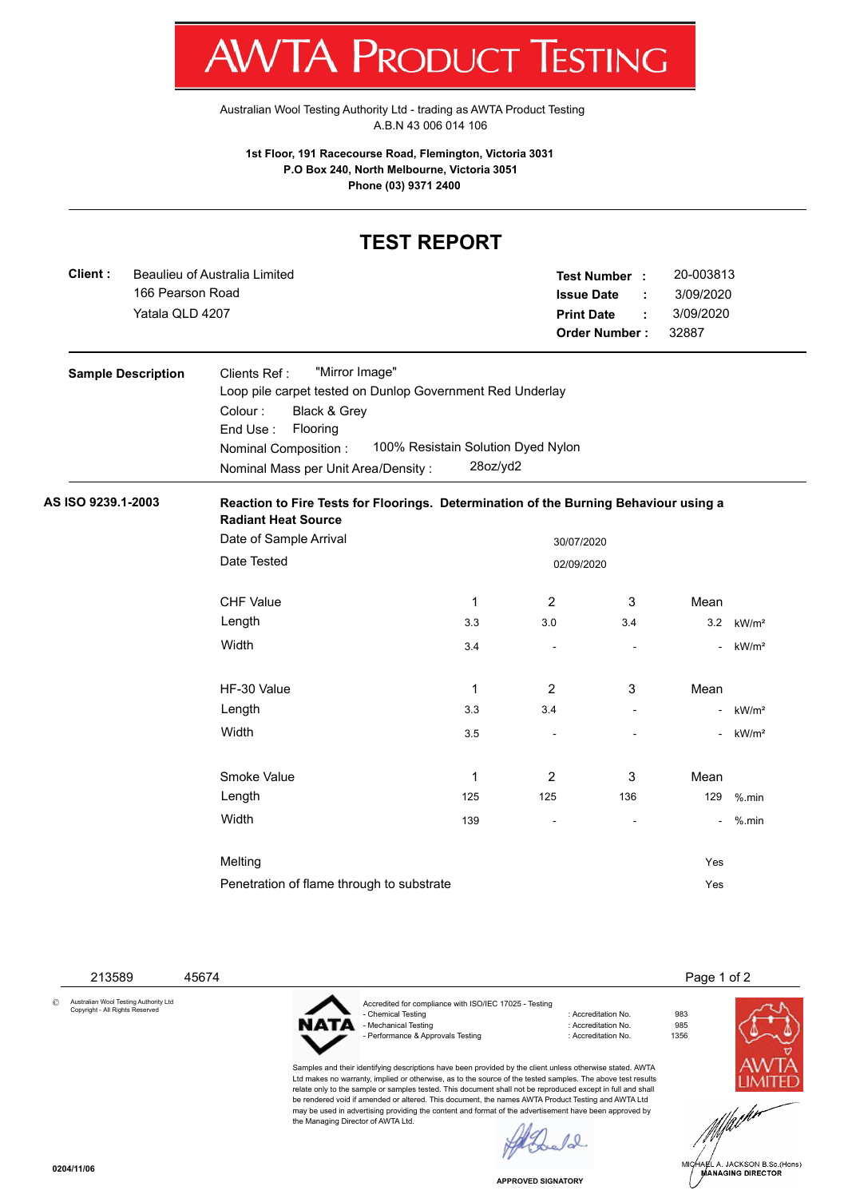# AWTA PRODUCT TESTING

Australian Wool Testing Authority Ltd - trading as AWTA Product Testing
A.B.N 43 006 014 106

**1st Floor, 191 Racecourse Road, Flemington, Victoria 3031**
**P.O Box 240, North Melbourne, Victoria 3051**
**Phone (03) 9371 2400**

## TEST REPORT

**Client :** Beaulieu of Australia Limited
166 Pearson Road
Yatala QLD 4207

**Test Number :** 20-003813
**Issue Date :** 3/09/2020
**Print Date :** 3/09/2020
**Order Number :** 32887

**Sample Description**

Clients Ref : "Mirror Image"
Loop pile carpet tested on Dunlop Government Red Underlay
Colour : Black & Grey
End Use : Flooring
Nominal Composition : 100% Resistain Solution Dyed Nylon
Nominal Mass per Unit Area/Density : 28oz/yd2

**AS ISO 9239.1-2003**

**Reaction to Fire Tests for Floorings. Determination of the Burning Behaviour using a Radiant Heat Source**

Date of Sample Arrival: 30/07/2020
Date Tested: 02/09/2020

| CHF Value | 1 | 2 | 3 | Mean | |
|---|---|---|---|---|---|
| Length | 3.3 | 3.0 | 3.4 | 3.2 | kW/m² |
| Width | 3.4 | - | - | - | kW/m² |

| HF-30 Value | 1 | 2 | 3 | Mean | |
|---|---|---|---|---|---|
| Length | 3.3 | 3.4 | - | - | kW/m² |
| Width | 3.5 | - | - | - | kW/m² |

| Smoke Value | 1 | 2 | 3 | Mean | |
|---|---|---|---|---|---|
| Length | 125 | 125 | 136 | 129 | %.min |
| Width | 139 | - | - | - | %.min |

Melting: Yes
Penetration of flame through to substrate: Yes

213589 45674

© Australian Wool Testing Authority Ltd
Copyright - All Rights Reserved

Accredited for compliance with ISO/IEC 17025 - Testing

| | | |
|---|---|---|
| - Chemical Testing | : Accreditation No. | 983 |
| - Mechanical Testing | : Accreditation No. | 985 |
| - Performance & Approvals Testing | : Accreditation No. | 1356 |

Samples and their identifying descriptions have been provided by the client unless otherwise stated. AWTA Ltd makes no warranty, implied or otherwise, as to the source of the tested samples. The above test results relate only to the sample or samples tested. This document shall not be reproduced except in full and shall be rendered void if amended or altered. This document, the names AWTA Product Testing and AWTA Ltd may be used in advertising providing the content and format of the advertisement have been approved by the Managing Director of AWTA Ltd.

APPROVED SIGNATORY

MICHAEL A. JACKSON B.Sc.(Hons)
MANAGING DIRECTOR

0204/11/06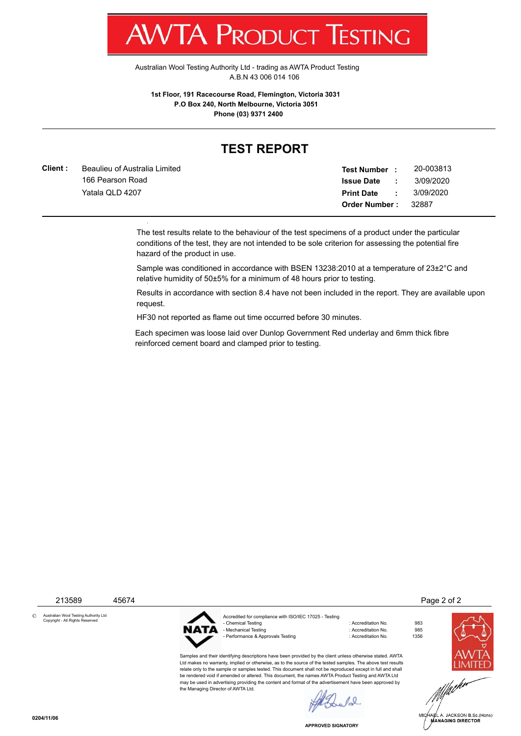# AWTA PRODUCT TESTING

Australian Wool Testing Authority Ltd - trading as AWTA Product Testing
A.B.N 43 006 014 106

**1st Floor, 191 Racecourse Road, Flemington, Victoria 3031**
**P.O Box 240, North Melbourne, Victoria 3051**
**Phone (03) 9371 2400**

## TEST REPORT

| | | | |
|---|---|---|---|
| **Client :** | Beaulieu of Australia Limited | **Test Number :** | 20-003813 |
| | 166 Pearson Road | **Issue Date :** | 3/09/2020 |
| | Yatala QLD 4207 | **Print Date :** | 3/09/2020 |
| | | **Order Number :** | 32887 |

The test results relate to the behaviour of the test specimens of a product under the particular conditions of the test, they are not intended to be sole criterion for assessing the potential fire hazard of the product in use.

Sample was conditioned in accordance with BSEN 13238:2010 at a temperature of 23±2°C and relative humidity of 50±5% for a minimum of 48 hours prior to testing.

Results in accordance with section 8.4 have not been included in the report. They are available upon request.

HF30 not reported as flame out time occurred before 30 minutes.

Each specimen was loose laid over Dunlop Government Red underlay and 6mm thick fibre reinforced cement board and clamped prior to testing.

213589 45674

© Australian Wool Testing Authority Ltd
Copyright - All Rights Reserved

Accredited for compliance with ISO/IEC 17025 - Testing

| | | |
|---|---|---|
| - Chemical Testing | : Accreditation No. | 983 |
| - Mechanical Testing | : Accreditation No. | 985 |
| - Performance & Approvals Testing | : Accreditation No. | 1356 |

Samples and their identifying descriptions have been provided by the client unless otherwise stated. AWTA Ltd makes no warranty, implied or otherwise, as to the source of the tested samples. The above test results relate only to the sample or samples tested. This document shall not be reproduced except in full and shall be rendered void if amended or altered. This document, the names AWTA Product Testing and AWTA Ltd may be used in advertising providing the content and format of the advertisement have been approved by the Managing Director of AWTA Ltd.

APPROVED SIGNATORY

MICHAEL A. JACKSON B.Sc.(Hons)
MANAGING DIRECTOR

0204/11/06